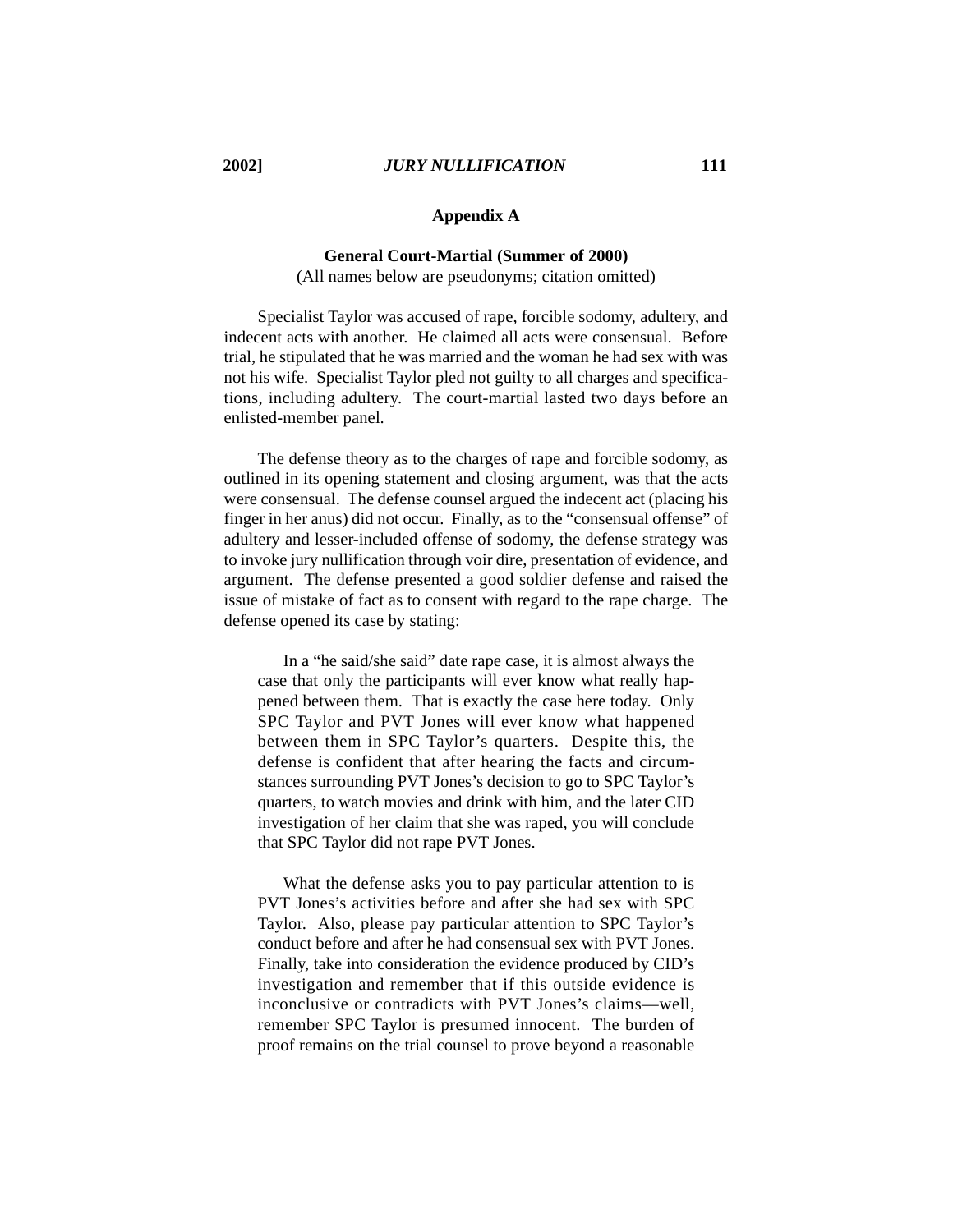## Appendix A

### General Court-Martial (Summer of 2000)

(All names below are pseudonyms; citation omitted)

Specialist Taylor was accused of rape, forcible sodomy, adultery, and indecent acts with another. He claimed all acts were consensual. Before trial, he stipulated that he was married and the woman he had sex with was not his wife. Specialist Taylor pled not guilty to all charges and specifications, including adultery. The court-martial lasted two days before an enlisted-member panel.

The defense theory as to the charges of rape and forcible sodomy, as outlined in its opening statement and closing argument, was that the acts were consensual. The defense counsel argued the indecent act (placing his finger in her anus) did not occur. Finally, as to the "consensual offense" of adultery and lesser-included offense of sodomy, the defense strategy was to invoke jury nullification through voir dire, presentation of evidence, and argument. The defense presented a good soldier defense and raised the issue of mistake of fact as to consent with regard to the rape charge. The defense opened its case by stating:

> In a "he said/she said" date rape case, it is almost always the case that only the participants will ever know what really happened between them. That is exactly the case here today. Only SPC Taylor and PVT Jones will ever know what happened between them in SPC Taylor's quarters. Despite this, the defense is confident that after hearing the facts and circumstances surrounding PVT Jones's decision to go to SPC Taylor's quarters, to watch movies and drink with him, and the later CID investigation of her claim that she was raped, you will conclude that SPC Taylor did not rape PVT Jones.
>
> What the defense asks you to pay particular attention to is PVT Jones's activities before and after she had sex with SPC Taylor. Also, please pay particular attention to SPC Taylor's conduct before and after he had consensual sex with PVT Jones. Finally, take into consideration the evidence produced by CID's investigation and remember that if this outside evidence is inconclusive or contradicts with PVT Jones's claims—well, remember SPC Taylor is presumed innocent. The burden of proof remains on the trial counsel to prove beyond a reasonable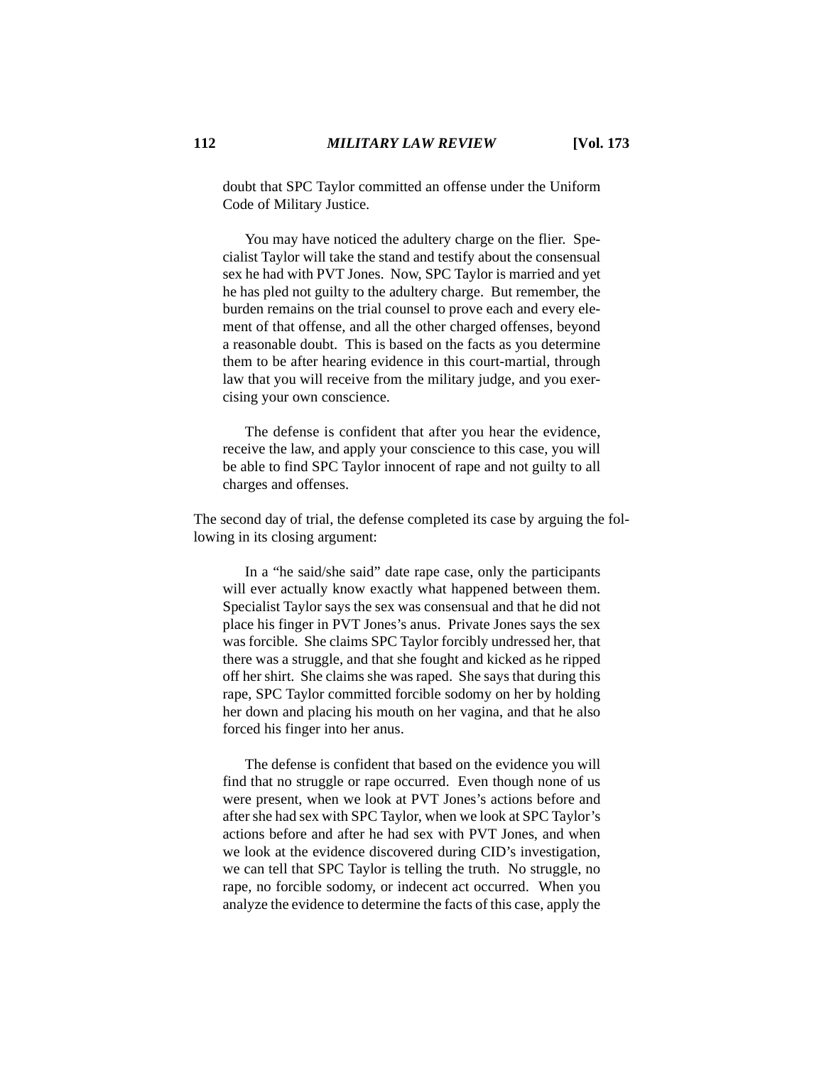doubt that SPC Taylor committed an offense under the Uniform Code of Military Justice.

> You may have noticed the adultery charge on the flier. Specialist Taylor will take the stand and testify about the consensual sex he had with PVT Jones. Now, SPC Taylor is married and yet he has pled not guilty to the adultery charge. But remember, the burden remains on the trial counsel to prove each and every element of that offense, and all the other charged offenses, beyond a reasonable doubt. This is based on the facts as you determine them to be after hearing evidence in this court-martial, through law that you will receive from the military judge, and you exercising your own conscience.
>
> The defense is confident that after you hear the evidence, receive the law, and apply your conscience to this case, you will be able to find SPC Taylor innocent of rape and not guilty to all charges and offenses.

The second day of trial, the defense completed its case by arguing the following in its closing argument:

> In a "he said/she said" date rape case, only the participants will ever actually know exactly what happened between them. Specialist Taylor says the sex was consensual and that he did not place his finger in PVT Jones's anus. Private Jones says the sex was forcible. She claims SPC Taylor forcibly undressed her, that there was a struggle, and that she fought and kicked as he ripped off her shirt. She claims she was raped. She says that during this rape, SPC Taylor committed forcible sodomy on her by holding her down and placing his mouth on her vagina, and that he also forced his finger into her anus.
>
> The defense is confident that based on the evidence you will find that no struggle or rape occurred. Even though none of us were present, when we look at PVT Jones's actions before and after she had sex with SPC Taylor, when we look at SPC Taylor's actions before and after he had sex with PVT Jones, and when we look at the evidence discovered during CID's investigation, we can tell that SPC Taylor is telling the truth. No struggle, no rape, no forcible sodomy, or indecent act occurred. When you analyze the evidence to determine the facts of this case, apply the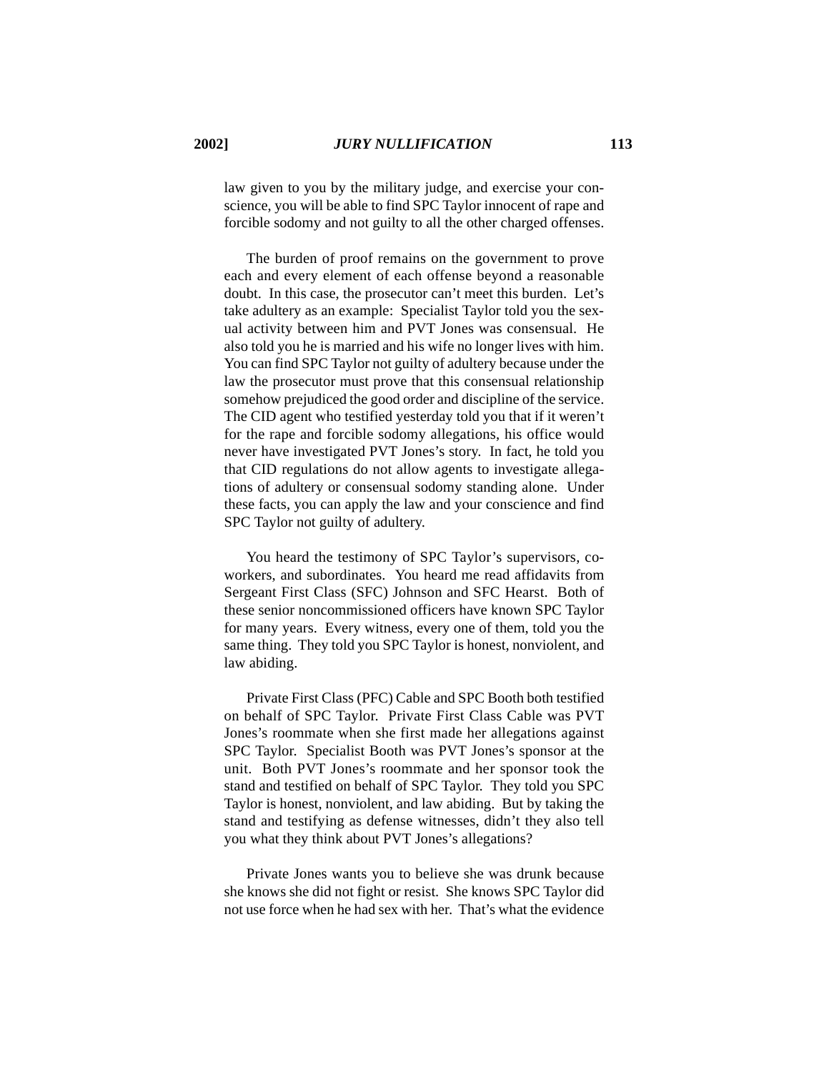law given to you by the military judge, and exercise your conscience, you will be able to find SPC Taylor innocent of rape and forcible sodomy and not guilty to all the other charged offenses.

The burden of proof remains on the government to prove each and every element of each offense beyond a reasonable doubt. In this case, the prosecutor can't meet this burden. Let's take adultery as an example: Specialist Taylor told you the sexual activity between him and PVT Jones was consensual. He also told you he is married and his wife no longer lives with him. You can find SPC Taylor not guilty of adultery because under the law the prosecutor must prove that this consensual relationship somehow prejudiced the good order and discipline of the service. The CID agent who testified yesterday told you that if it weren't for the rape and forcible sodomy allegations, his office would never have investigated PVT Jones's story. In fact, he told you that CID regulations do not allow agents to investigate allegations of adultery or consensual sodomy standing alone. Under these facts, you can apply the law and your conscience and find SPC Taylor not guilty of adultery.

You heard the testimony of SPC Taylor's supervisors, coworkers, and subordinates. You heard me read affidavits from Sergeant First Class (SFC) Johnson and SFC Hearst. Both of these senior noncommissioned officers have known SPC Taylor for many years. Every witness, every one of them, told you the same thing. They told you SPC Taylor is honest, nonviolent, and law abiding.

Private First Class (PFC) Cable and SPC Booth both testified on behalf of SPC Taylor. Private First Class Cable was PVT Jones's roommate when she first made her allegations against SPC Taylor. Specialist Booth was PVT Jones's sponsor at the unit. Both PVT Jones's roommate and her sponsor took the stand and testified on behalf of SPC Taylor. They told you SPC Taylor is honest, nonviolent, and law abiding. But by taking the stand and testifying as defense witnesses, didn't they also tell you what they think about PVT Jones's allegations?

Private Jones wants you to believe she was drunk because she knows she did not fight or resist. She knows SPC Taylor did not use force when he had sex with her. That's what the evidence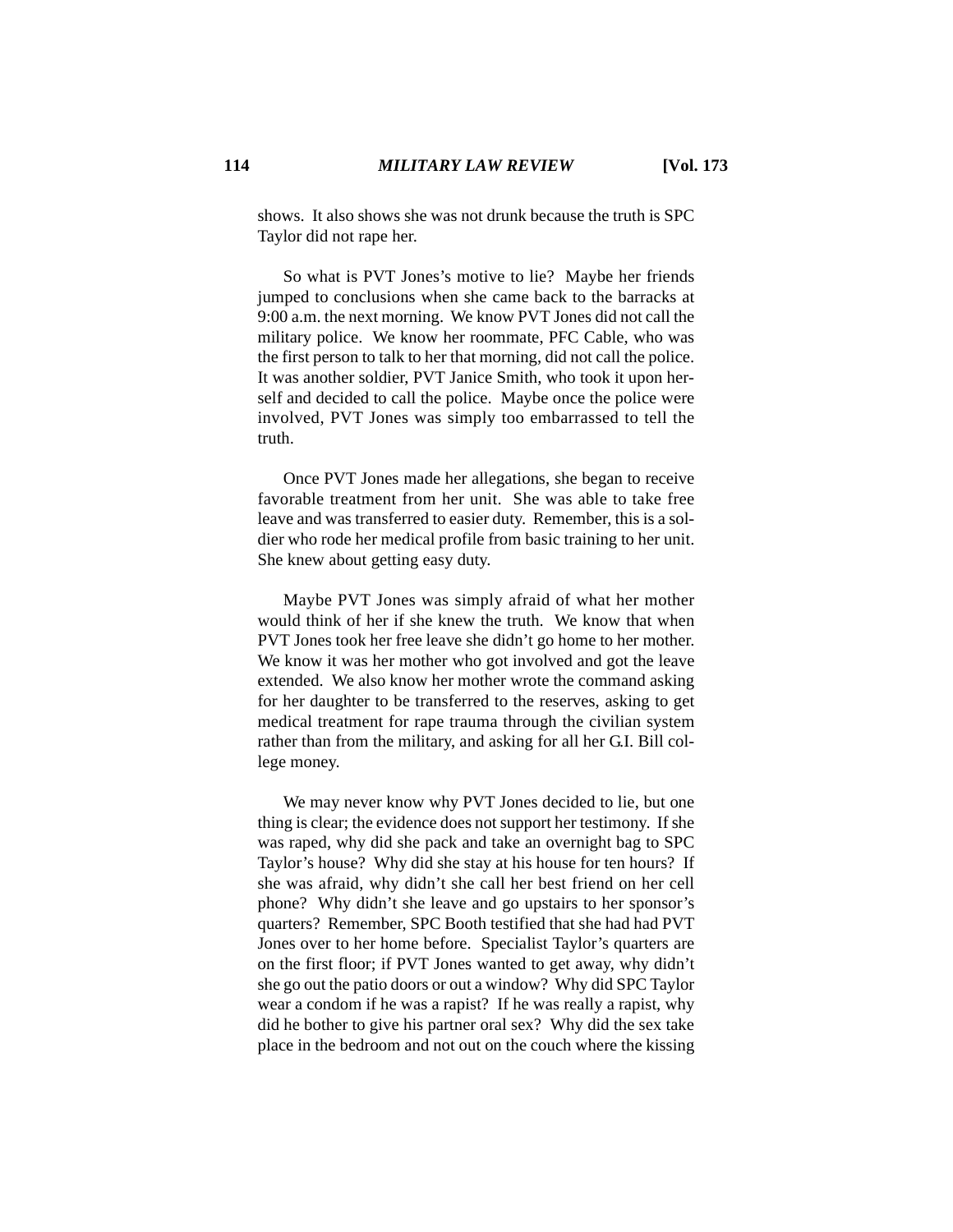shows. It also shows she was not drunk because the truth is SPC Taylor did not rape her.

So what is PVT Jones's motive to lie? Maybe her friends jumped to conclusions when she came back to the barracks at 9:00 a.m. the next morning. We know PVT Jones did not call the military police. We know her roommate, PFC Cable, who was the first person to talk to her that morning, did not call the police. It was another soldier, PVT Janice Smith, who took it upon herself and decided to call the police. Maybe once the police were involved, PVT Jones was simply too embarrassed to tell the truth.

Once PVT Jones made her allegations, she began to receive favorable treatment from her unit. She was able to take free leave and was transferred to easier duty. Remember, this is a soldier who rode her medical profile from basic training to her unit. She knew about getting easy duty.

Maybe PVT Jones was simply afraid of what her mother would think of her if she knew the truth. We know that when PVT Jones took her free leave she didn't go home to her mother. We know it was her mother who got involved and got the leave extended. We also know her mother wrote the command asking for her daughter to be transferred to the reserves, asking to get medical treatment for rape trauma through the civilian system rather than from the military, and asking for all her G.I. Bill college money.

We may never know why PVT Jones decided to lie, but one thing is clear; the evidence does not support her testimony. If she was raped, why did she pack and take an overnight bag to SPC Taylor's house? Why did she stay at his house for ten hours? If she was afraid, why didn't she call her best friend on her cell phone? Why didn't she leave and go upstairs to her sponsor's quarters? Remember, SPC Booth testified that she had had PVT Jones over to her home before. Specialist Taylor's quarters are on the first floor; if PVT Jones wanted to get away, why didn't she go out the patio doors or out a window? Why did SPC Taylor wear a condom if he was a rapist? If he was really a rapist, why did he bother to give his partner oral sex? Why did the sex take place in the bedroom and not out on the couch where the kissing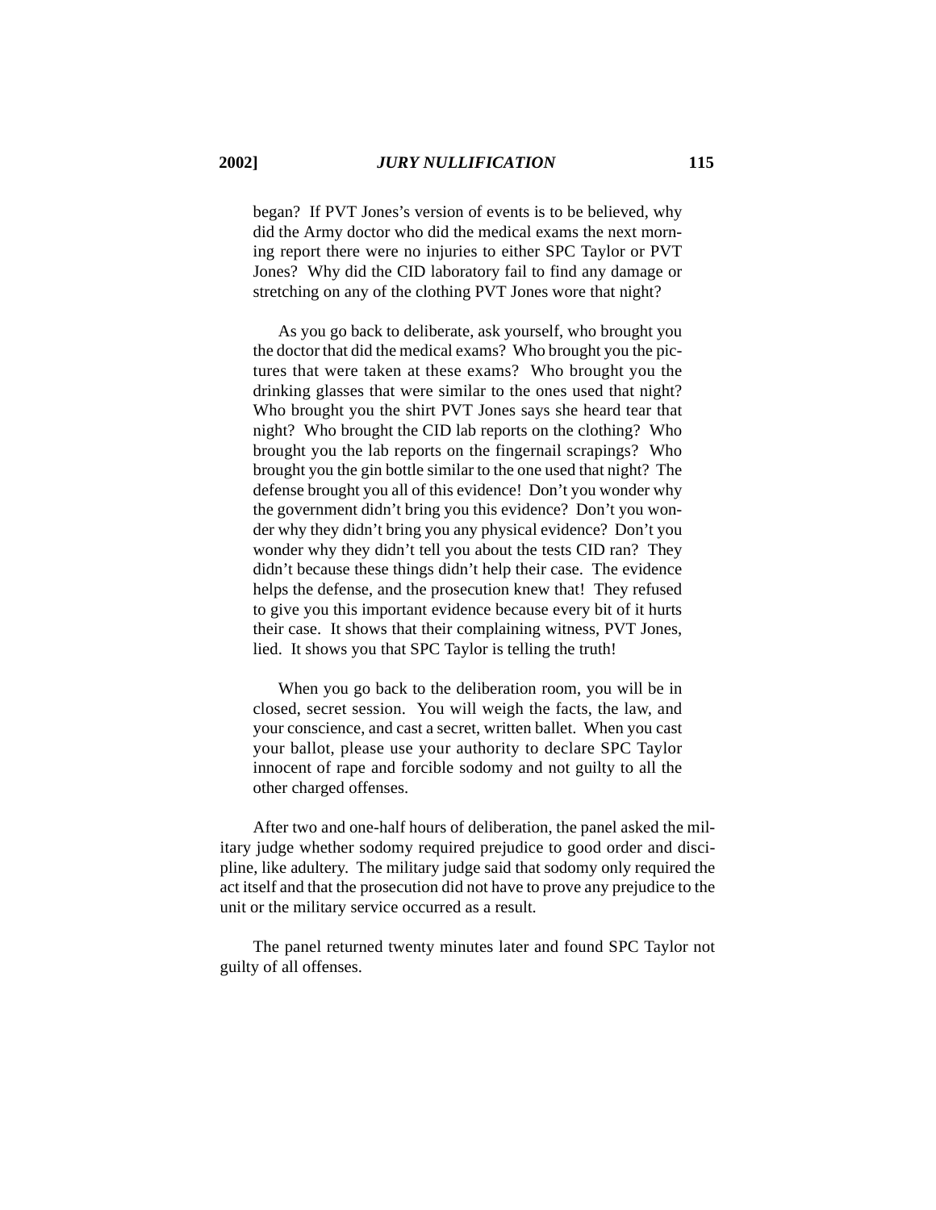> began? If PVT Jones's version of events is to be believed, why did the Army doctor who did the medical exams the next morning report there were no injuries to either SPC Taylor or PVT Jones? Why did the CID laboratory fail to find any damage or stretching on any of the clothing PVT Jones wore that night?
>
> As you go back to deliberate, ask yourself, who brought you the doctor that did the medical exams? Who brought you the pictures that were taken at these exams? Who brought you the drinking glasses that were similar to the ones used that night? Who brought you the shirt PVT Jones says she heard tear that night? Who brought the CID lab reports on the clothing? Who brought you the lab reports on the fingernail scrapings? Who brought you the gin bottle similar to the one used that night? The defense brought you all of this evidence! Don't you wonder why the government didn't bring you this evidence? Don't you wonder why they didn't bring you any physical evidence? Don't you wonder why they didn't tell you about the tests CID ran? They didn't because these things didn't help their case. The evidence helps the defense, and the prosecution knew that! They refused to give you this important evidence because every bit of it hurts their case. It shows that their complaining witness, PVT Jones, lied. It shows you that SPC Taylor is telling the truth!
>
> When you go back to the deliberation room, you will be in closed, secret session. You will weigh the facts, the law, and your conscience, and cast a secret, written ballet. When you cast your ballot, please use your authority to declare SPC Taylor innocent of rape and forcible sodomy and not guilty to all the other charged offenses.

After two and one-half hours of deliberation, the panel asked the military judge whether sodomy required prejudice to good order and discipline, like adultery. The military judge said that sodomy only required the act itself and that the prosecution did not have to prove any prejudice to the unit or the military service occurred as a result.

The panel returned twenty minutes later and found SPC Taylor not guilty of all offenses.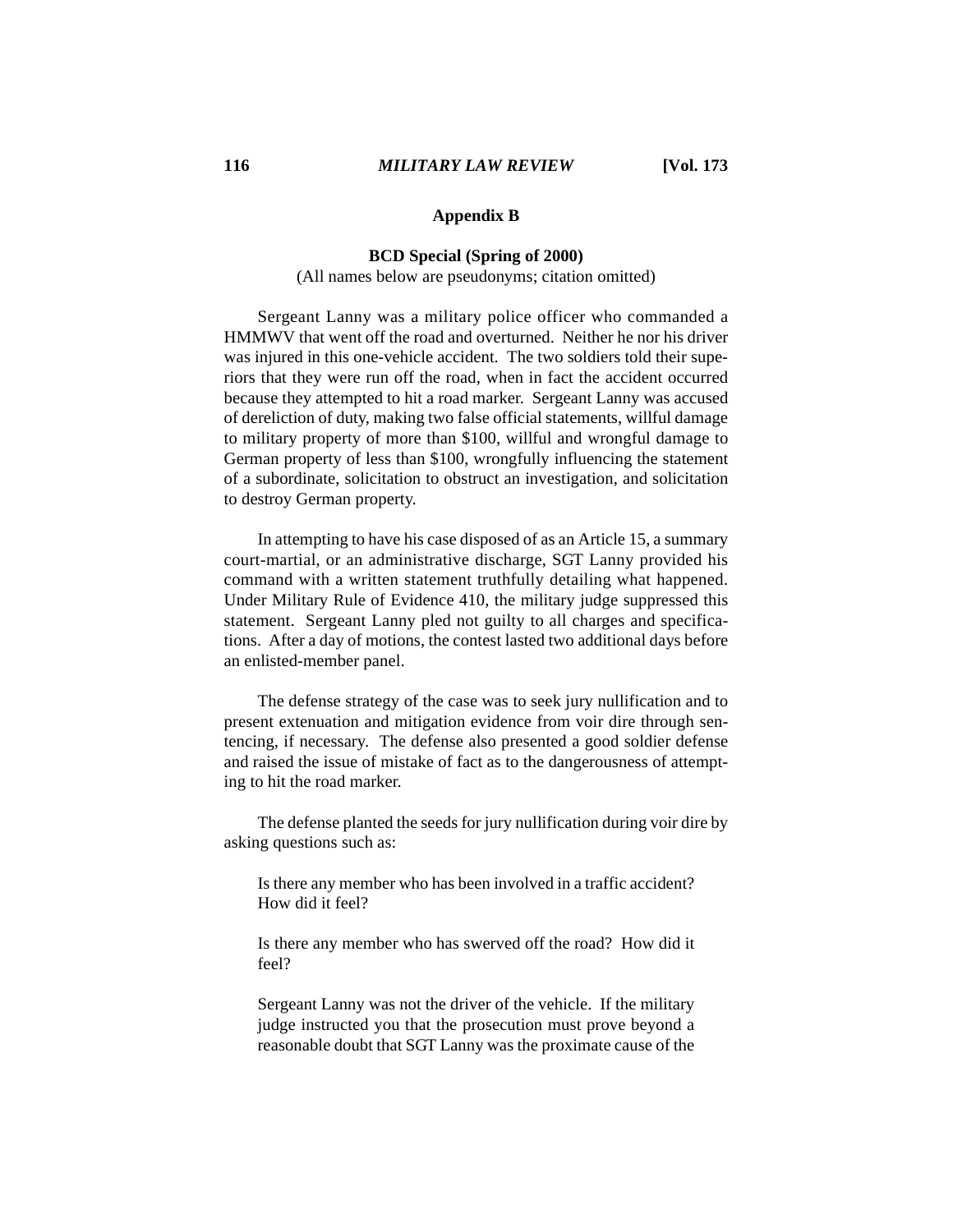## Appendix B

### BCD Special (Spring of 2000)

(All names below are pseudonyms; citation omitted)

Sergeant Lanny was a military police officer who commanded a HMMWV that went off the road and overturned. Neither he nor his driver was injured in this one-vehicle accident. The two soldiers told their superiors that they were run off the road, when in fact the accident occurred because they attempted to hit a road marker. Sergeant Lanny was accused of dereliction of duty, making two false official statements, willful damage to military property of more than $100, willful and wrongful damage to German property of less than $100, wrongfully influencing the statement of a subordinate, solicitation to obstruct an investigation, and solicitation to destroy German property.

In attempting to have his case disposed of as an Article 15, a summary court-martial, or an administrative discharge, SGT Lanny provided his command with a written statement truthfully detailing what happened. Under Military Rule of Evidence 410, the military judge suppressed this statement. Sergeant Lanny pled not guilty to all charges and specifications. After a day of motions, the contest lasted two additional days before an enlisted-member panel.

The defense strategy of the case was to seek jury nullification and to present extenuation and mitigation evidence from voir dire through sentencing, if necessary. The defense also presented a good soldier defense and raised the issue of mistake of fact as to the dangerousness of attempting to hit the road marker.

The defense planted the seeds for jury nullification during voir dire by asking questions such as:

> Is there any member who has been involved in a traffic accident? How did it feel?
>
> Is there any member who has swerved off the road? How did it feel?
>
> Sergeant Lanny was not the driver of the vehicle. If the military judge instructed you that the prosecution must prove beyond a reasonable doubt that SGT Lanny was the proximate cause of the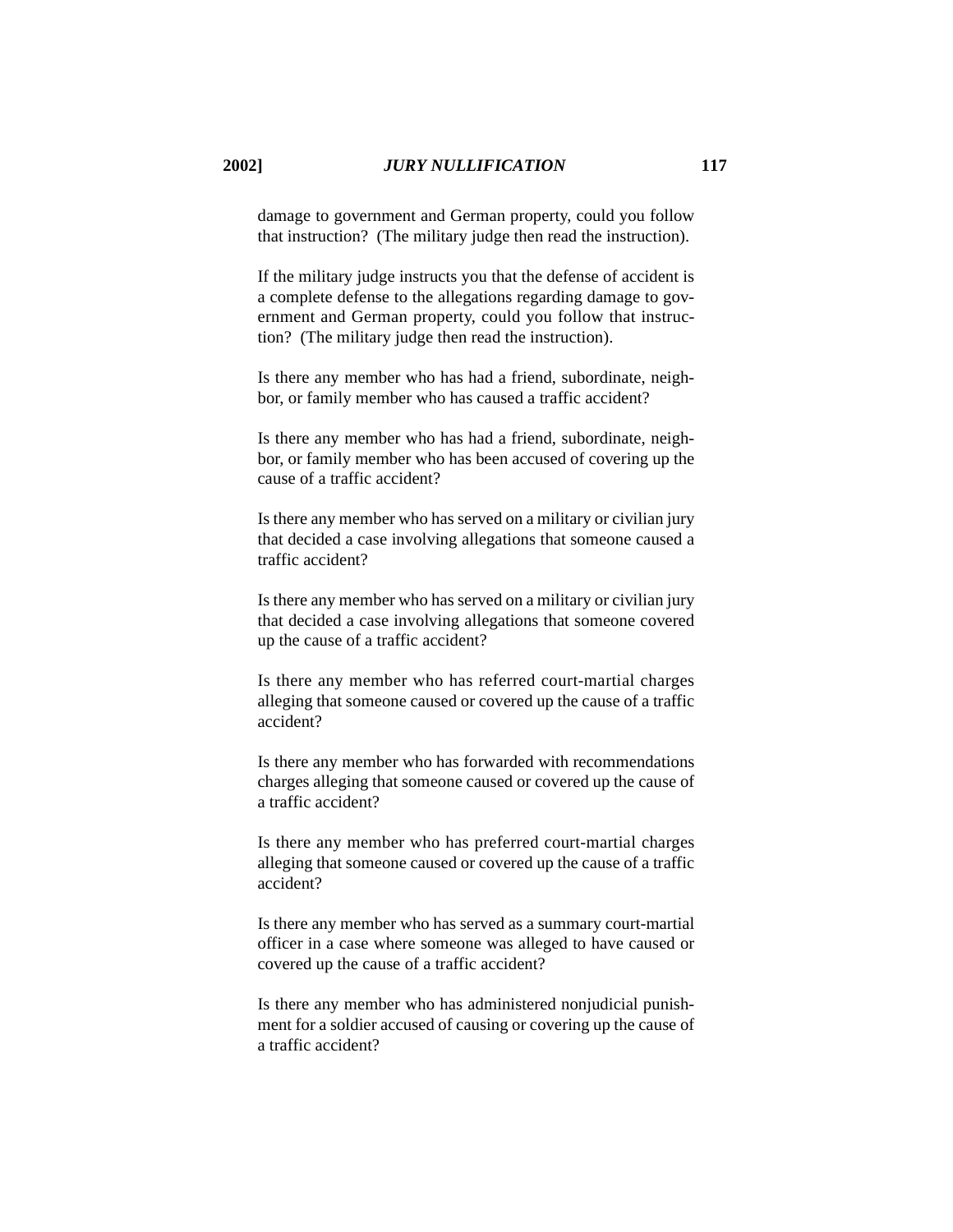damage to government and German property, could you follow that instruction? (The military judge then read the instruction).

If the military judge instructs you that the defense of accident is a complete defense to the allegations regarding damage to government and German property, could you follow that instruction? (The military judge then read the instruction).

Is there any member who has had a friend, subordinate, neighbor, or family member who has caused a traffic accident?

Is there any member who has had a friend, subordinate, neighbor, or family member who has been accused of covering up the cause of a traffic accident?

Is there any member who has served on a military or civilian jury that decided a case involving allegations that someone caused a traffic accident?

Is there any member who has served on a military or civilian jury that decided a case involving allegations that someone covered up the cause of a traffic accident?

Is there any member who has referred court-martial charges alleging that someone caused or covered up the cause of a traffic accident?

Is there any member who has forwarded with recommendations charges alleging that someone caused or covered up the cause of a traffic accident?

Is there any member who has preferred court-martial charges alleging that someone caused or covered up the cause of a traffic accident?

Is there any member who has served as a summary court-martial officer in a case where someone was alleged to have caused or covered up the cause of a traffic accident?

Is there any member who has administered nonjudicial punishment for a soldier accused of causing or covering up the cause of a traffic accident?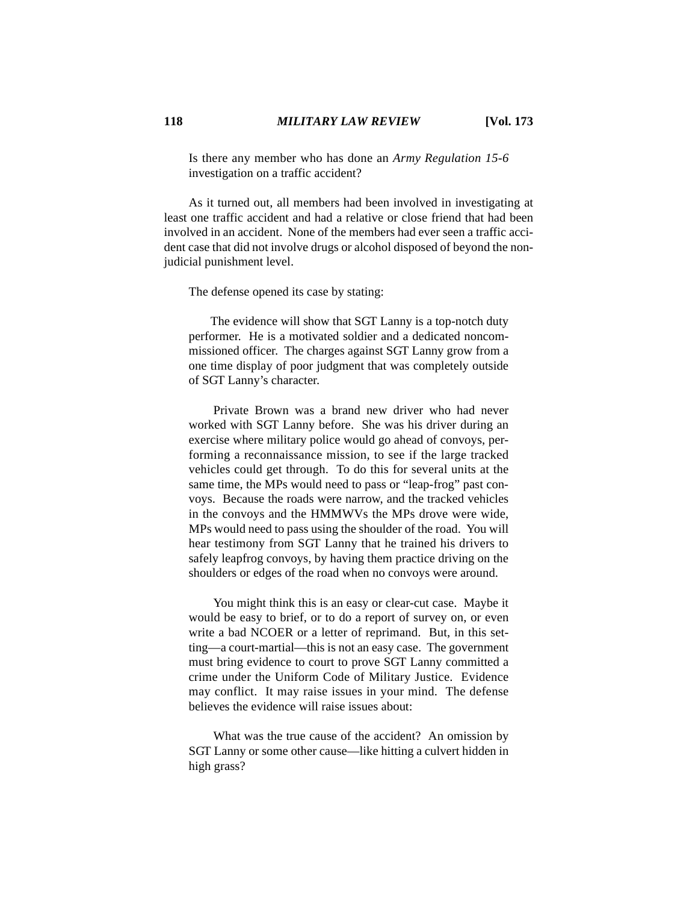Is there any member who has done an *Army Regulation 15-6* investigation on a traffic accident?

As it turned out, all members had been involved in investigating at least one traffic accident and had a relative or close friend that had been involved in an accident. None of the members had ever seen a traffic accident case that did not involve drugs or alcohol disposed of beyond the non-judicial punishment level.

The defense opened its case by stating:

> The evidence will show that SGT Lanny is a top-notch duty performer. He is a motivated soldier and a dedicated noncommissioned officer. The charges against SGT Lanny grow from a one time display of poor judgment that was completely outside of SGT Lanny's character.
>
> Private Brown was a brand new driver who had never worked with SGT Lanny before. She was his driver during an exercise where military police would go ahead of convoys, performing a reconnaissance mission, to see if the large tracked vehicles could get through. To do this for several units at the same time, the MPs would need to pass or "leap-frog" past convoys. Because the roads were narrow, and the tracked vehicles in the convoys and the HMMWVs the MPs drove were wide, MPs would need to pass using the shoulder of the road. You will hear testimony from SGT Lanny that he trained his drivers to safely leapfrog convoys, by having them practice driving on the shoulders or edges of the road when no convoys were around.
>
> You might think this is an easy or clear-cut case. Maybe it would be easy to brief, or to do a report of survey on, or even write a bad NCOER or a letter of reprimand. But, in this setting—a court-martial—this is not an easy case. The government must bring evidence to court to prove SGT Lanny committed a crime under the Uniform Code of Military Justice. Evidence may conflict. It may raise issues in your mind. The defense believes the evidence will raise issues about:
>
> What was the true cause of the accident? An omission by SGT Lanny or some other cause—like hitting a culvert hidden in high grass?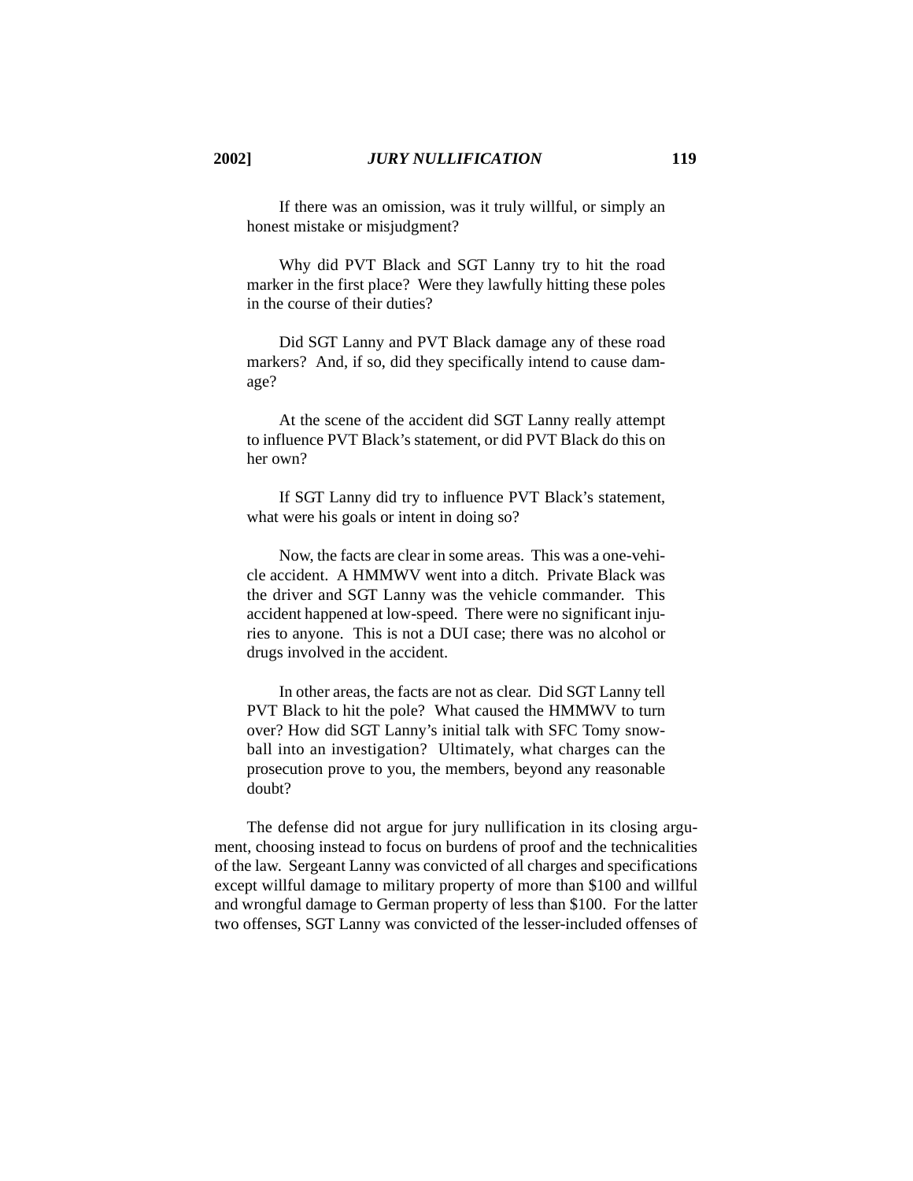If there was an omission, was it truly willful, or simply an honest mistake or misjudgment?

Why did PVT Black and SGT Lanny try to hit the road marker in the first place? Were they lawfully hitting these poles in the course of their duties?

Did SGT Lanny and PVT Black damage any of these road markers? And, if so, did they specifically intend to cause damage?

At the scene of the accident did SGT Lanny really attempt to influence PVT Black's statement, or did PVT Black do this on her own?

If SGT Lanny did try to influence PVT Black's statement, what were his goals or intent in doing so?

Now, the facts are clear in some areas. This was a one-vehicle accident. A HMMWV went into a ditch. Private Black was the driver and SGT Lanny was the vehicle commander. This accident happened at low-speed. There were no significant injuries to anyone. This is not a DUI case; there was no alcohol or drugs involved in the accident.

In other areas, the facts are not as clear. Did SGT Lanny tell PVT Black to hit the pole? What caused the HMMWV to turn over? How did SGT Lanny's initial talk with SFC Tomy snowball into an investigation? Ultimately, what charges can the prosecution prove to you, the members, beyond any reasonable doubt?

The defense did not argue for jury nullification in its closing argument, choosing instead to focus on burdens of proof and the technicalities of the law. Sergeant Lanny was convicted of all charges and specifications except willful damage to military property of more than $100 and willful and wrongful damage to German property of less than $100. For the latter two offenses, SGT Lanny was convicted of the lesser-included offenses of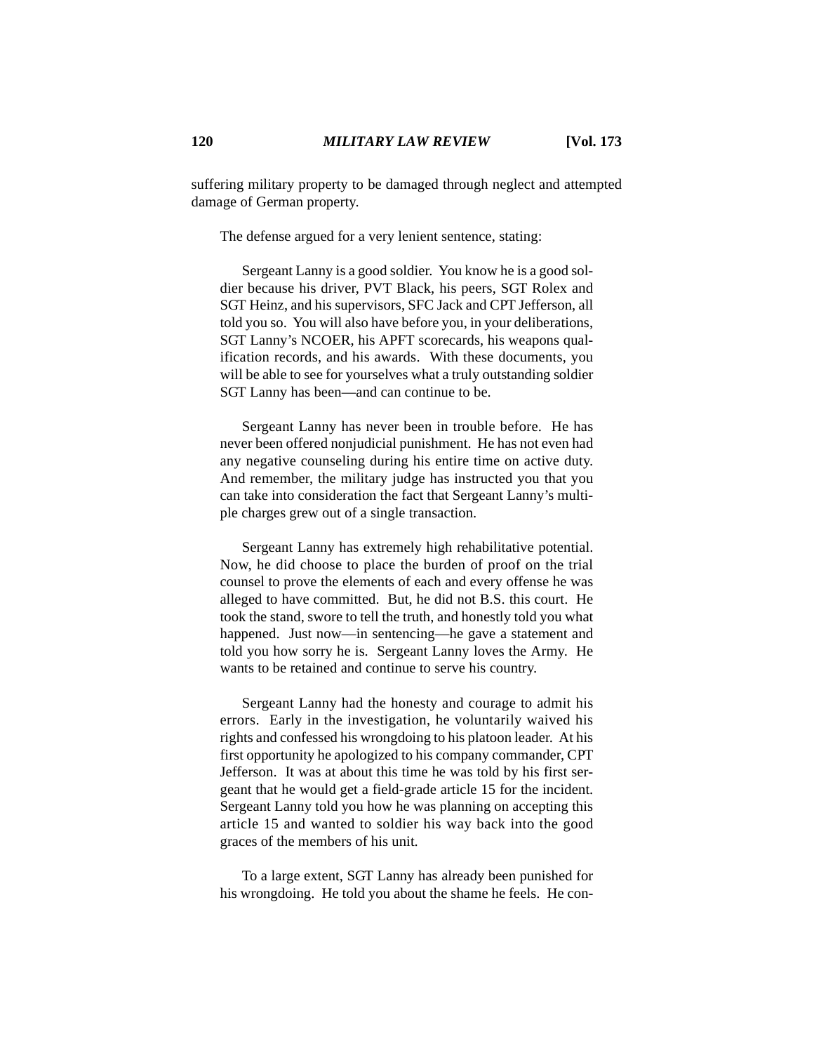suffering military property to be damaged through neglect and attempted damage of German property.

The defense argued for a very lenient sentence, stating:

> Sergeant Lanny is a good soldier. You know he is a good soldier because his driver, PVT Black, his peers, SGT Rolex and SGT Heinz, and his supervisors, SFC Jack and CPT Jefferson, all told you so. You will also have before you, in your deliberations, SGT Lanny's NCOER, his APFT scorecards, his weapons qualification records, and his awards. With these documents, you will be able to see for yourselves what a truly outstanding soldier SGT Lanny has been—and can continue to be.
>
> Sergeant Lanny has never been in trouble before. He has never been offered nonjudicial punishment. He has not even had any negative counseling during his entire time on active duty. And remember, the military judge has instructed you that you can take into consideration the fact that Sergeant Lanny's multiple charges grew out of a single transaction.
>
> Sergeant Lanny has extremely high rehabilitative potential. Now, he did choose to place the burden of proof on the trial counsel to prove the elements of each and every offense he was alleged to have committed. But, he did not B.S. this court. He took the stand, swore to tell the truth, and honestly told you what happened. Just now—in sentencing—he gave a statement and told you how sorry he is. Sergeant Lanny loves the Army. He wants to be retained and continue to serve his country.
>
> Sergeant Lanny had the honesty and courage to admit his errors. Early in the investigation, he voluntarily waived his rights and confessed his wrongdoing to his platoon leader. At his first opportunity he apologized to his company commander, CPT Jefferson. It was at about this time he was told by his first sergeant that he would get a field-grade article 15 for the incident. Sergeant Lanny told you how he was planning on accepting this article 15 and wanted to soldier his way back into the good graces of the members of his unit.
>
> To a large extent, SGT Lanny has already been punished for his wrongdoing. He told you about the shame he feels. He con-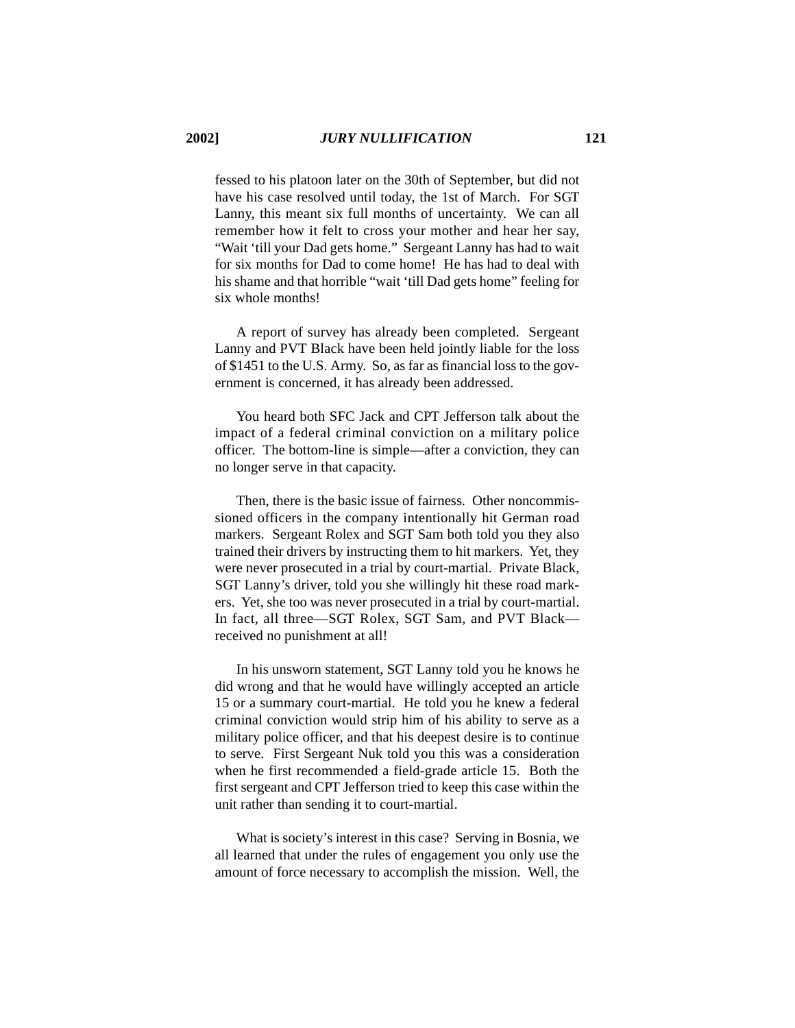fessed to his platoon later on the 30th of September, but did not have his case resolved until today, the 1st of March. For SGT Lanny, this meant six full months of uncertainty. We can all remember how it felt to cross your mother and hear her say, "Wait 'till your Dad gets home." Sergeant Lanny has had to wait for six months for Dad to come home! He has had to deal with his shame and that horrible "wait 'till Dad gets home" feeling for six whole months!

A report of survey has already been completed. Sergeant Lanny and PVT Black have been held jointly liable for the loss of $1451 to the U.S. Army. So, as far as financial loss to the government is concerned, it has already been addressed.

You heard both SFC Jack and CPT Jefferson talk about the impact of a federal criminal conviction on a military police officer. The bottom-line is simple—after a conviction, they can no longer serve in that capacity.

Then, there is the basic issue of fairness. Other noncommissioned officers in the company intentionally hit German road markers. Sergeant Rolex and SGT Sam both told you they also trained their drivers by instructing them to hit markers. Yet, they were never prosecuted in a trial by court-martial. Private Black, SGT Lanny's driver, told you she willingly hit these road markers. Yet, she too was never prosecuted in a trial by court-martial. In fact, all three—SGT Rolex, SGT Sam, and PVT Black—received no punishment at all!

In his unsworn statement, SGT Lanny told you he knows he did wrong and that he would have willingly accepted an article 15 or a summary court-martial. He told you he knew a federal criminal conviction would strip him of his ability to serve as a military police officer, and that his deepest desire is to continue to serve. First Sergeant Nuk told you this was a consideration when he first recommended a field-grade article 15. Both the first sergeant and CPT Jefferson tried to keep this case within the unit rather than sending it to court-martial.

What is society's interest in this case? Serving in Bosnia, we all learned that under the rules of engagement you only use the amount of force necessary to accomplish the mission. Well, the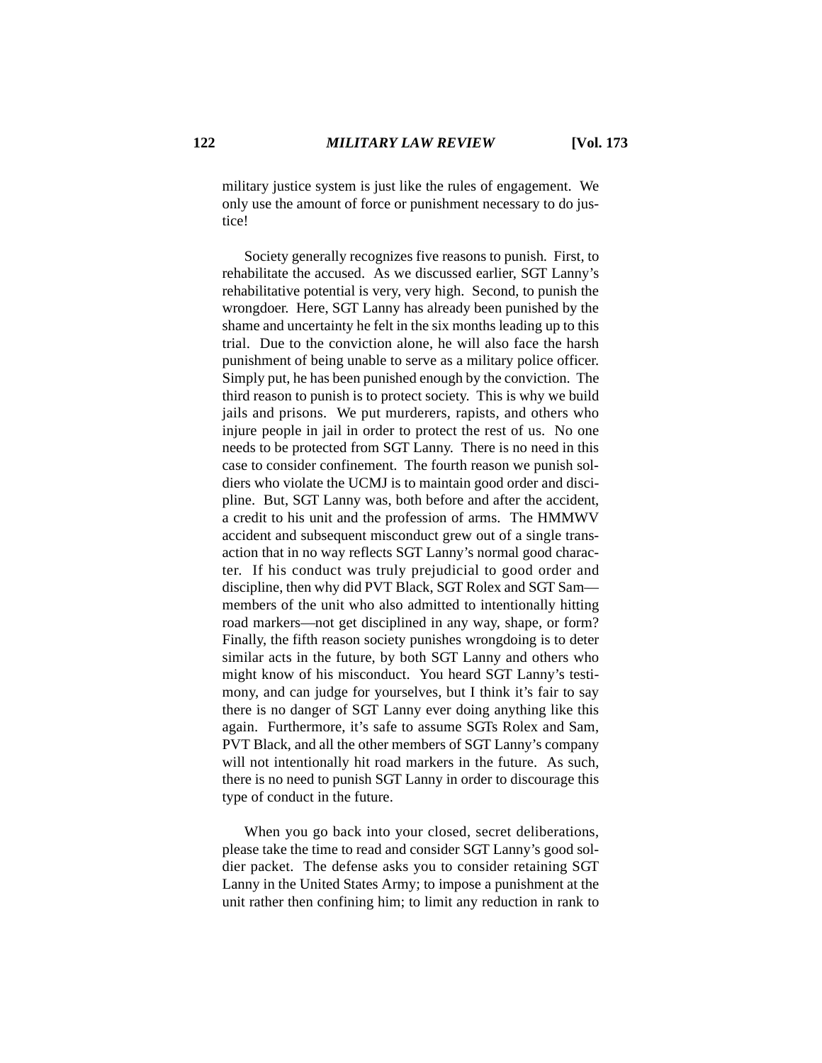military justice system is just like the rules of engagement. We only use the amount of force or punishment necessary to do justice!

Society generally recognizes five reasons to punish. First, to rehabilitate the accused. As we discussed earlier, SGT Lanny's rehabilitative potential is very, very high. Second, to punish the wrongdoer. Here, SGT Lanny has already been punished by the shame and uncertainty he felt in the six months leading up to this trial. Due to the conviction alone, he will also face the harsh punishment of being unable to serve as a military police officer. Simply put, he has been punished enough by the conviction. The third reason to punish is to protect society. This is why we build jails and prisons. We put murderers, rapists, and others who injure people in jail in order to protect the rest of us. No one needs to be protected from SGT Lanny. There is no need in this case to consider confinement. The fourth reason we punish soldiers who violate the UCMJ is to maintain good order and discipline. But, SGT Lanny was, both before and after the accident, a credit to his unit and the profession of arms. The HMMWV accident and subsequent misconduct grew out of a single transaction that in no way reflects SGT Lanny's normal good character. If his conduct was truly prejudicial to good order and discipline, then why did PVT Black, SGT Rolex and SGT Sam—members of the unit who also admitted to intentionally hitting road markers—not get disciplined in any way, shape, or form? Finally, the fifth reason society punishes wrongdoing is to deter similar acts in the future, by both SGT Lanny and others who might know of his misconduct. You heard SGT Lanny's testimony, and can judge for yourselves, but I think it's fair to say there is no danger of SGT Lanny ever doing anything like this again. Furthermore, it's safe to assume SGTs Rolex and Sam, PVT Black, and all the other members of SGT Lanny's company will not intentionally hit road markers in the future. As such, there is no need to punish SGT Lanny in order to discourage this type of conduct in the future.

When you go back into your closed, secret deliberations, please take the time to read and consider SGT Lanny's good soldier packet. The defense asks you to consider retaining SGT Lanny in the United States Army; to impose a punishment at the unit rather then confining him; to limit any reduction in rank to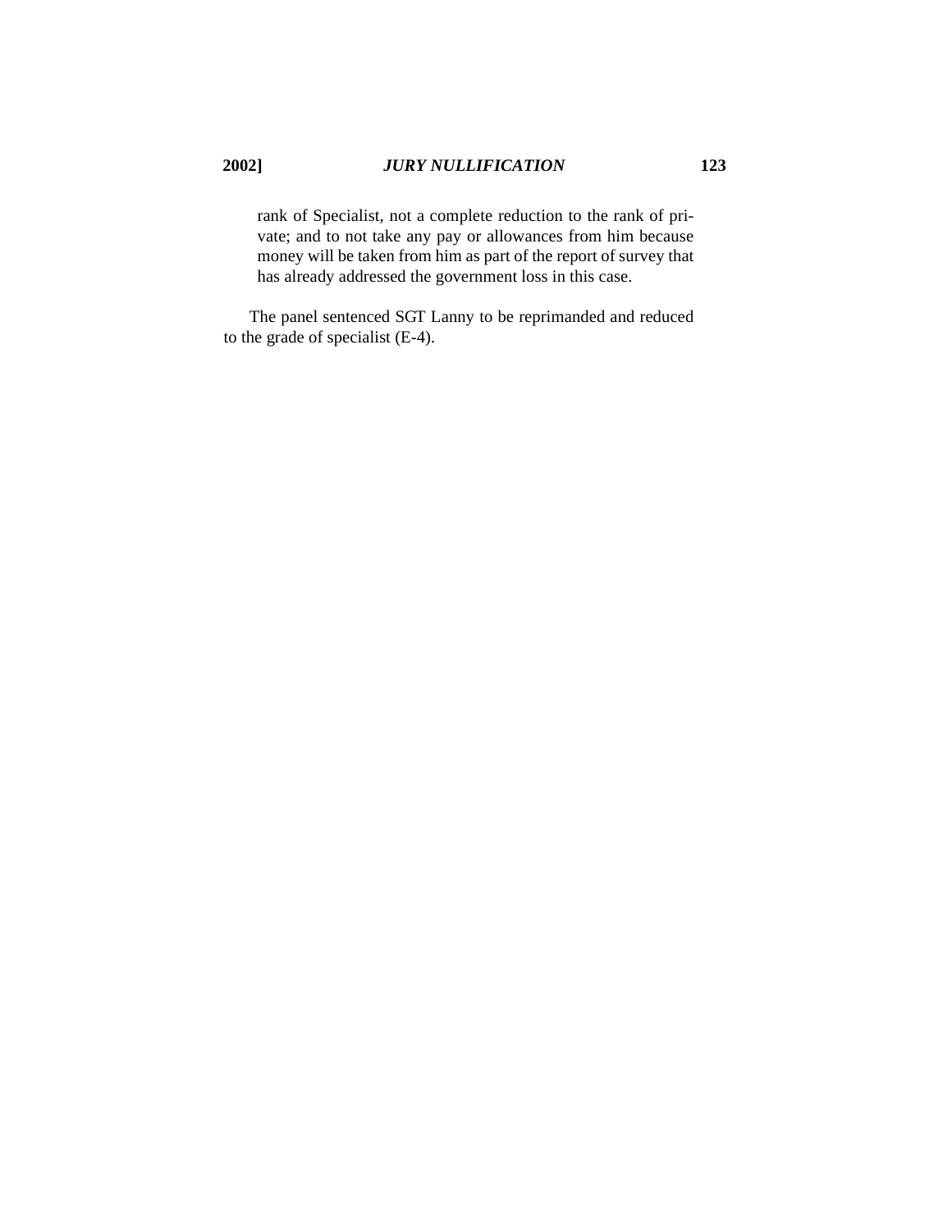> rank of Specialist, not a complete reduction to the rank of private; and to not take any pay or allowances from him because money will be taken from him as part of the report of survey that has already addressed the government loss in this case.

The panel sentenced SGT Lanny to be reprimanded and reduced to the grade of specialist (E-4).